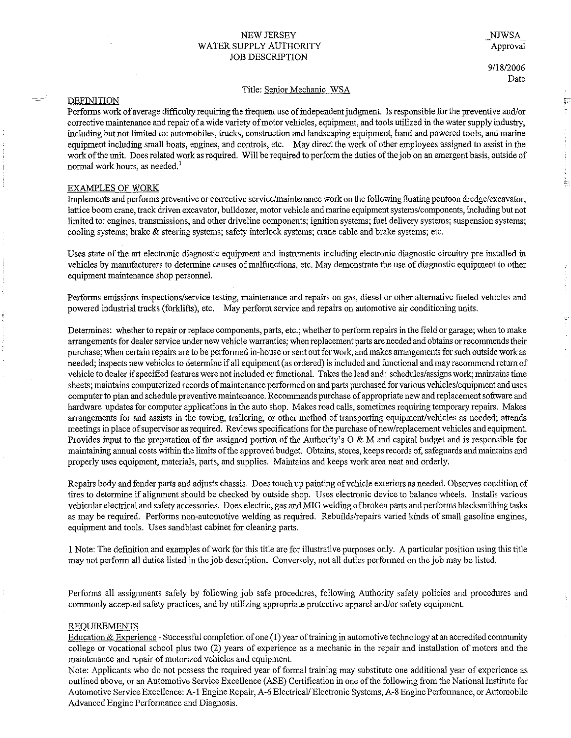NEW JERSEY
WATER SUPPLY AUTHORITY
JOB DESCRIPTION

_NJWSA_
Approval

9/18/2006
Date

Title: Senior Mechanic WSA

## DEFINITION

Performs work of average difficulty requiring the frequent use of independent judgment. Is responsible for the preventive and/or corrective maintenance and repair of a wide variety of motor vehicles, equipment, and tools utilized in the water supply industry, including but not limited to: automobiles, trucks, construction and landscaping equipment, hand and powered tools, and marine equipment including small boats, engines, and controls, etc. May direct the work of other employees assigned to assist in the work of the unit. Does related work as required. Will be required to perform the duties of the job on an emergent basis, outside of normal work hours, as needed.[1]

## EXAMPLES OF WORK

Implements and performs preventive or corrective service/maintenance work on the following floating pontoon dredge/excavator, lattice boom crane, track driven excavator, bulldozer, motor vehicle and marine equipment systems/components, including but not limited to: engines, transmissions, and other driveline components; ignition systems; fuel delivery systems; suspension systems; cooling systems; brake & steering systems; safety interlock systems; crane cable and brake systems; etc.

Uses state of the art electronic diagnostic equipment and instruments including electronic diagnostic circuitry pre installed in vehicles by manufacturers to determine causes of malfunctions, etc. May demonstrate the use of diagnostic equipment to other equipment maintenance shop personnel.

Performs emissions inspections/service testing, maintenance and repairs on gas, diesel or other alternative fueled vehicles and powered industrial trucks (forklifts), etc. May perform service and repairs on automotive air conditioning units.

Determines: whether to repair or replace components, parts, etc.; whether to perform repairs in the field or garage; when to make arrangements for dealer service under new vehicle warranties; when replacement parts are needed and obtains or recommends their purchase; when certain repairs are to be performed in-house or sent out for work, and makes arrangements for such outside work as needed; inspects new vehicles to determine if all equipment (as ordered) is included and functional and may recommend return of vehicle to dealer if specified features were not included or functional. Takes the lead and: schedules/assigns work; maintains time sheets; maintains computerized records of maintenance performed on and parts purchased for various vehicles/equipment and uses computer to plan and schedule preventive maintenance. Recommends purchase of appropriate new and replacement software and hardware updates for computer applications in the auto shop. Makes road calls, sometimes requiring temporary repairs. Makes arrangements for and assists in the towing, trailering, or other method of transporting equipment/vehicles as needed; attends meetings in place of supervisor as required. Reviews specifications for the purchase of new/replacement vehicles and equipment. Provides input to the preparation of the assigned portion of the Authority's O & M and capital budget and is responsible for maintaining annual costs within the limits of the approved budget. Obtains, stores, keeps records of, safeguards and maintains and properly uses equipment, materials, parts, and supplies. Maintains and keeps work area neat and orderly.

Repairs body and fender parts and adjusts chassis. Does touch up painting of vehicle exteriors as needed. Observes condition of tires to determine if alignment should be checked by outside shop. Uses electronic device to balance wheels. Installs various vehicular electrical and safety accessories. Does electric, gas and MIG welding of broken parts and performs blacksmithing tasks as may be required. Performs non-automotive welding as required. Rebuilds/repairs varied kinds of small gasoline engines, equipment and tools. Uses sandblast cabinet for cleaning parts.

1 Note: The definition and examples of work for this title are for illustrative purposes only. A particular position using this title may not perform all duties listed in the job description. Conversely, not all duties performed on the job may be listed.

Performs all assignments safely by following job safe procedures, following Authority safety policies and procedures and commonly accepted safety practices, and by utilizing appropriate protective apparel and/or safety equipment.

## REQUIREMENTS

Education & Experience - Successful completion of one (1) year of training in automotive technology at an accredited community college or vocational school plus two (2) years of experience as a mechanic in the repair and installation of motors and the maintenance and repair of motorized vehicles and equipment.

Note: Applicants who do not possess the required year of formal training may substitute one additional year of experience as outlined above, or an Automotive Service Excellence (ASE) Certification in one of the following from the National Institute for Automotive Service Excellence: A-1 Engine Repair, A-6 Electrical/ Electronic Systems, A-8 Engine Performance, or Automobile Advanced Engine Performance and Diagnosis.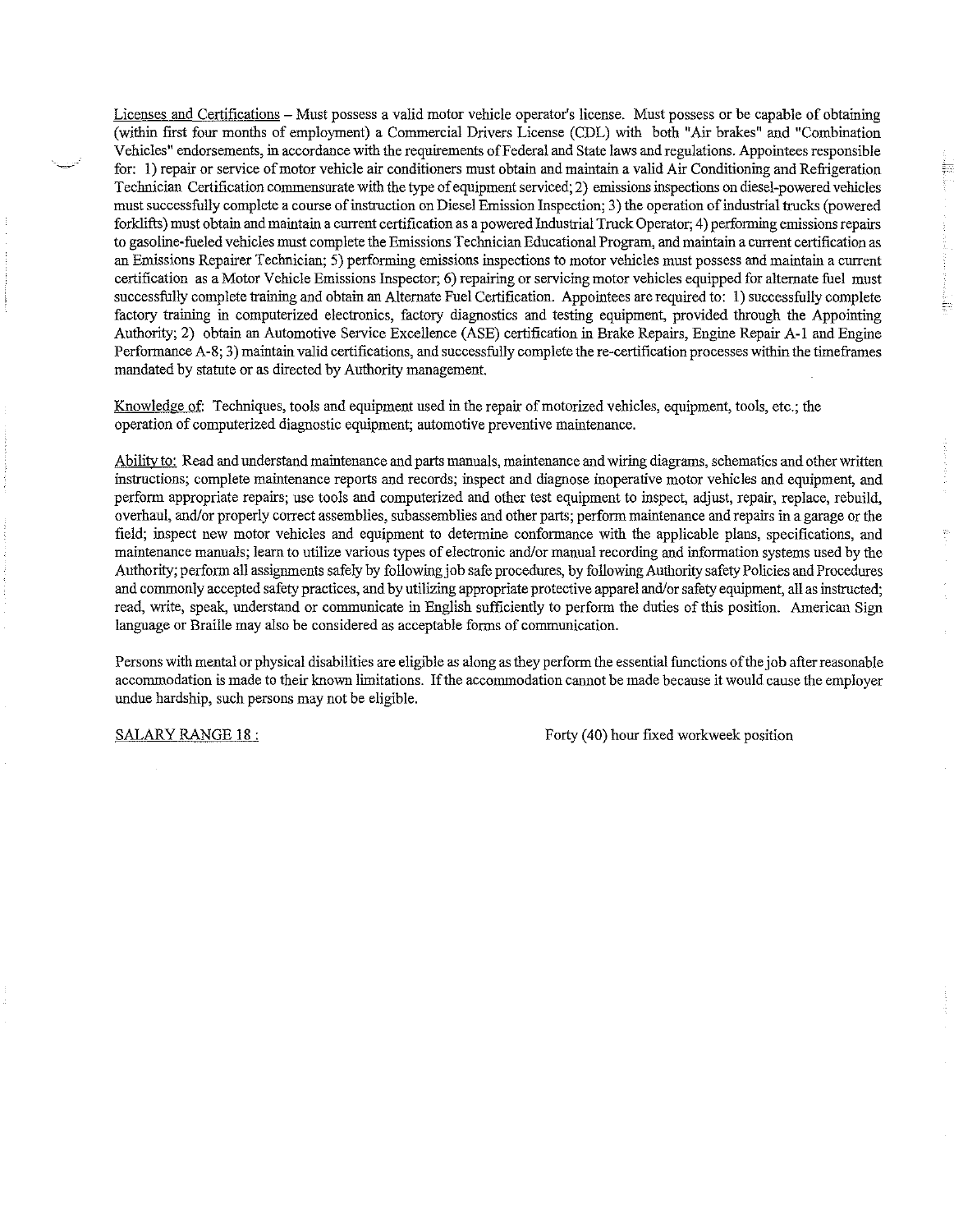Licenses and Certifications – Must possess a valid motor vehicle operator's license. Must possess or be capable of obtaining (within first four months of employment) a Commercial Drivers License (CDL) with both "Air brakes" and "Combination Vehicles" endorsements, in accordance with the requirements of Federal and State laws and regulations. Appointees responsible for: 1) repair or service of motor vehicle air conditioners must obtain and maintain a valid Air Conditioning and Refrigeration Technician Certification commensurate with the type of equipment serviced; 2) emissions inspections on diesel-powered vehicles must successfully complete a course of instruction on Diesel Emission Inspection; 3) the operation of industrial trucks (powered forklifts) must obtain and maintain a current certification as a powered Industrial Truck Operator; 4) performing emissions repairs to gasoline-fueled vehicles must complete the Emissions Technician Educational Program, and maintain a current certification as an Emissions Repairer Technician; 5) performing emissions inspections to motor vehicles must possess and maintain a current certification as a Motor Vehicle Emissions Inspector; 6) repairing or servicing motor vehicles equipped for alternate fuel must successfully complete training and obtain an Alternate Fuel Certification. Appointees are required to: 1) successfully complete factory training in computerized electronics, factory diagnostics and testing equipment, provided through the Appointing Authority; 2) obtain an Automotive Service Excellence (ASE) certification in Brake Repairs, Engine Repair A-1 and Engine Performance A-8; 3) maintain valid certifications, and successfully complete the re-certification processes within the timeframes mandated by statute or as directed by Authority management.

Knowledge of: Techniques, tools and equipment used in the repair of motorized vehicles, equipment, tools, etc.; the operation of computerized diagnostic equipment; automotive preventive maintenance.

Ability to: Read and understand maintenance and parts manuals, maintenance and wiring diagrams, schematics and other written instructions; complete maintenance reports and records; inspect and diagnose inoperative motor vehicles and equipment, and perform appropriate repairs; use tools and computerized and other test equipment to inspect, adjust, repair, replace, rebuild, overhaul, and/or properly correct assemblies, subassemblies and other parts; perform maintenance and repairs in a garage or the field; inspect new motor vehicles and equipment to determine conformance with the applicable plans, specifications, and maintenance manuals; learn to utilize various types of electronic and/or manual recording and information systems used by the Authority; perform all assignments safely by following job safe procedures, by following Authority safety Policies and Procedures and commonly accepted safety practices, and by utilizing appropriate protective apparel and/or safety equipment, all as instructed; read, write, speak, understand or communicate in English sufficiently to perform the duties of this position. American Sign language or Braille may also be considered as acceptable forms of communication.

Persons with mental or physical disabilities are eligible as along as they perform the essential functions of the job after reasonable accommodation is made to their known limitations. If the accommodation cannot be made because it would cause the employer undue hardship, such persons may not be eligible.

SALARY RANGE 18 : Forty (40) hour fixed workweek position